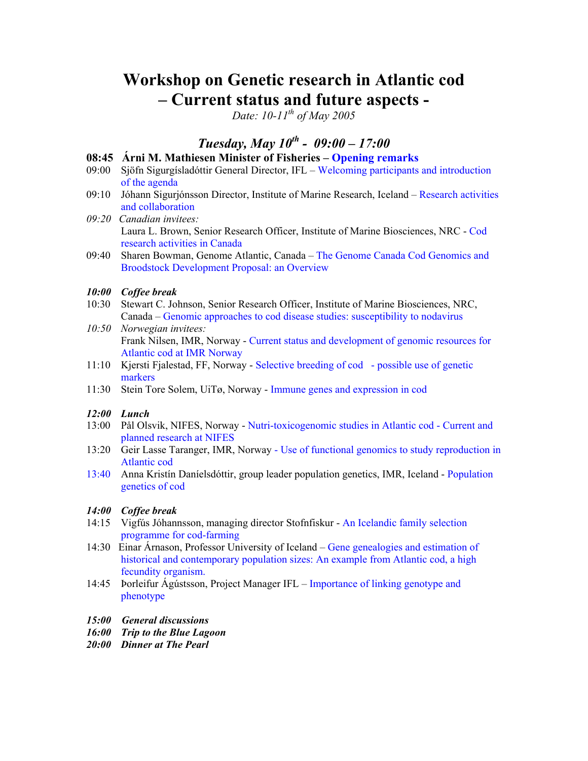# Workshop on Genetic research in Atlantic cod – Current status and future aspects -

*Date: 10-11th of May 2005*

## *Tuesday, May 10th - 09:00 – 17:00*

**08:45 Árni M. Mathiesen Minister of Fisheries – Opening remarks**

09:00 Sjöfn Sigurgísladóttir General Director, IFL – Welcoming participants and introduction of the agenda

09:10 Jóhann Sigurjónsson Director, Institute of Marine Research, Iceland – Research activities and collaboration

*09:20 Canadian invitees:*
Laura L. Brown, Senior Research Officer, Institute of Marine Biosciences, NRC - Cod research activities in Canada

09:40 Sharen Bowman, Genome Atlantic, Canada – The Genome Canada Cod Genomics and Broodstock Development Proposal: an Overview

***10:00 Coffee break***

10:30 Stewart C. Johnson, Senior Research Officer, Institute of Marine Biosciences, NRC, Canada – Genomic approaches to cod disease studies: susceptibility to nodavirus

*10:50 Norwegian invitees:*
Frank Nilsen, IMR, Norway - Current status and development of genomic resources for Atlantic cod at IMR Norway

11:10 Kjersti Fjalestad, FF, Norway - Selective breeding of cod - possible use of genetic markers

11:30 Stein Tore Solem, UiTø, Norway - Immune genes and expression in cod

***12:00 Lunch***

13:00 Pål Olsvik, NIFES, Norway - Nutri-toxicogenomic studies in Atlantic cod - Current and planned research at NIFES

13:20 Geir Lasse Taranger, IMR, Norway - Use of functional genomics to study reproduction in Atlantic cod

13:40 Anna Kristín Daníelsdóttir, group leader population genetics, IMR, Iceland - Population genetics of cod

***14:00 Coffee break***

14:15 Vigfús Jóhannsson, managing director Stofnfiskur - An Icelandic family selection programme for cod-farming

14:30 Einar Árnason, Professor University of Iceland – Gene genealogies and estimation of historical and contemporary population sizes: An example from Atlantic cod, a high fecundity organism.

14:45 Þorleifur Ágústsson, Project Manager IFL – Importance of linking genotype and phenotype

***15:00 General discussions***

***16:00 Trip to the Blue Lagoon***

***20:00 Dinner at The Pearl***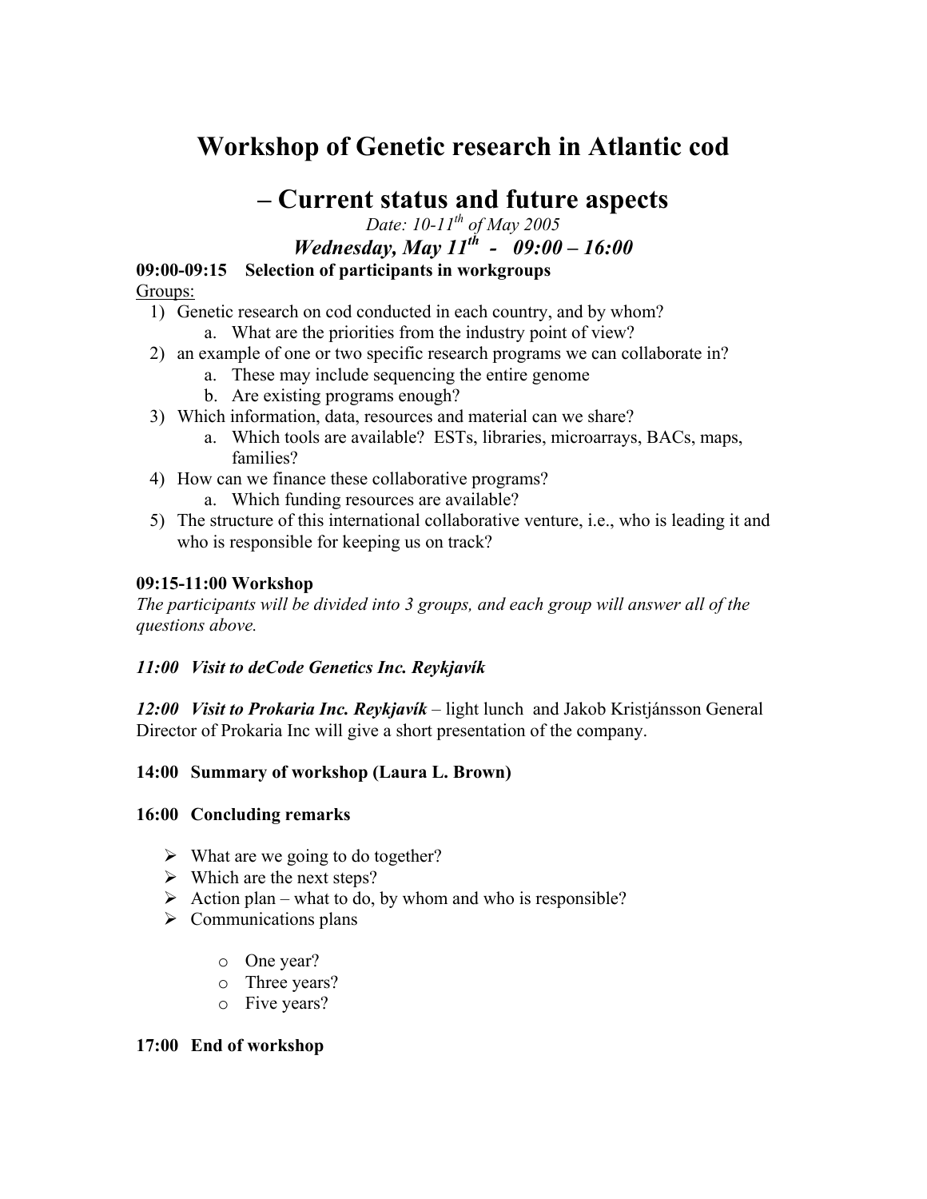# Workshop of Genetic research in Atlantic cod

# – Current status and future aspects

*Date: 10-11th of May 2005*

***Wednesday, May 11th - 09:00 – 16:00***

**09:00-09:15 Selection of participants in workgroups**

Groups:

1) Genetic research on cod conducted in each country, and by whom?
    a. What are the priorities from the industry point of view?
2) an example of one or two specific research programs we can collaborate in?
    a. These may include sequencing the entire genome
    b. Are existing programs enough?
3) Which information, data, resources and material can we share?
    a. Which tools are available? ESTs, libraries, microarrays, BACs, maps, families?
4) How can we finance these collaborative programs?
    a. Which funding resources are available?
5) The structure of this international collaborative venture, i.e., who is leading it and who is responsible for keeping us on track?

**09:15-11:00 Workshop**

*The participants will be divided into 3 groups, and each group will answer all of the questions above.*

***11:00 Visit to deCode Genetics Inc. Reykjavík***

***12:00 Visit to Prokaria Inc. Reykjavík*** – light lunch and Jakob Kristjánsson General Director of Prokaria Inc will give a short presentation of the company.

**14:00 Summary of workshop (Laura L. Brown)**

**16:00 Concluding remarks**

- What are we going to do together?
- Which are the next steps?
- Action plan – what to do, by whom and who is responsible?
- Communications plans
    - One year?
    - Three years?
    - Five years?

**17:00 End of workshop**